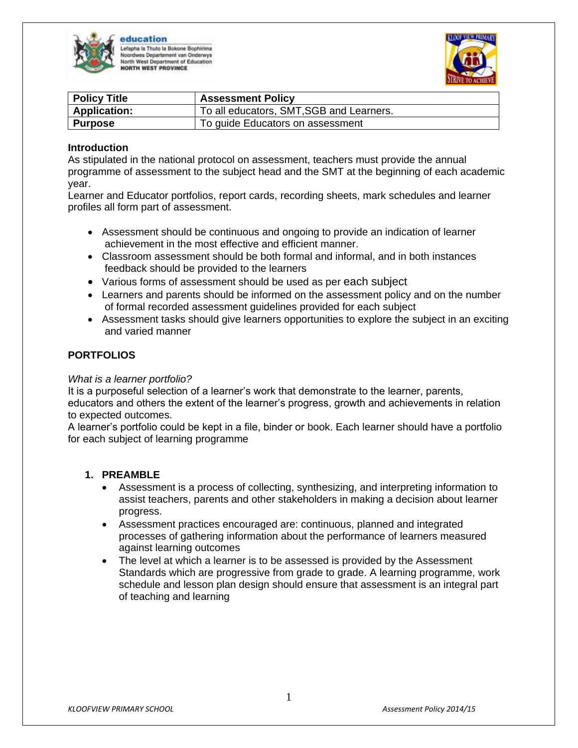| Policy Title | Assessment Policy |
| --- | --- |
| Application: | To all educators, SMT,SGB and Learners. |
| Purpose | To guide Educators on assessment |

**Introduction**

As stipulated in the national protocol on assessment, teachers must provide the annual programme of assessment to the subject head and the SMT at the beginning of each academic year.

Learner and Educator portfolios, report cards, recording sheets, mark schedules and learner profiles all form part of assessment.

- Assessment should be continuous and ongoing to provide an indication of learner achievement in the most effective and efficient manner.
- Classroom assessment should be both formal and informal, and in both instances feedback should be provided to the learners
- Various forms of assessment should be used as per each subject
- Learners and parents should be informed on the assessment policy and on the number of formal recorded assessment guidelines provided for each subject
- Assessment tasks should give learners opportunities to explore the subject in an exciting and varied manner

**PORTFOLIOS**

*What is a learner portfolio?*

It is a purposeful selection of a learner's work that demonstrate to the learner, parents, educators and others the extent of the learner's progress, growth and achievements in relation to expected outcomes.

A learner's portfolio could be kept in a file, binder or book. Each learner should have a portfolio for each subject of learning programme

**1. PREAMBLE**

- Assessment is a process of collecting, synthesizing, and interpreting information to assist teachers, parents and other stakeholders in making a decision about learner progress.
- Assessment practices encouraged are: continuous, planned and integrated processes of gathering information about the performance of learners measured against learning outcomes
- The level at which a learner is to be assessed is provided by the Assessment Standards which are progressive from grade to grade. A learning programme, work schedule and lesson plan design should ensure that assessment is an integral part of teaching and learning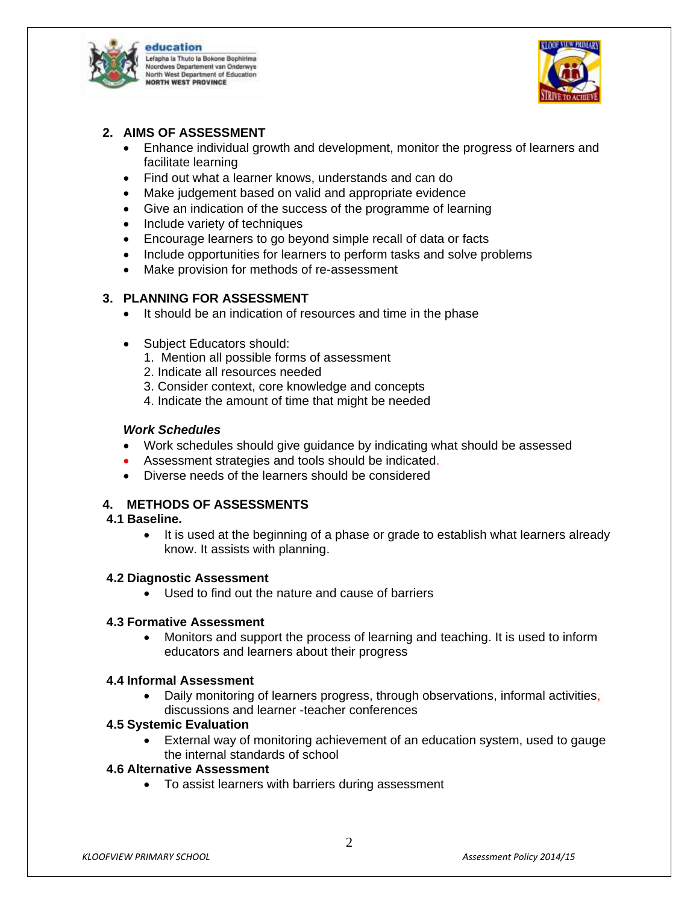## 2. AIMS OF ASSESSMENT

- Enhance individual growth and development, monitor the progress of learners and facilitate learning
- Find out what a learner knows, understands and can do
- Make judgement based on valid and appropriate evidence
- Give an indication of the success of the programme of learning
- Include variety of techniques
- Encourage learners to go beyond simple recall of data or facts
- Include opportunities for learners to perform tasks and solve problems
- Make provision for methods of re-assessment

## 3. PLANNING FOR ASSESSMENT

- It should be an indication of resources and time in the phase

- Subject Educators should:
  1. Mention all possible forms of assessment
  2. Indicate all resources needed
  3. Consider context, core knowledge and concepts
  4. Indicate the amount of time that might be needed

***Work Schedules***

- Work schedules should give guidance by indicating what should be assessed
- Assessment strategies and tools should be indicated.
- Diverse needs of the learners should be considered

## 4. METHODS OF ASSESSMENTS

### 4.1 Baseline.

- It is used at the beginning of a phase or grade to establish what learners already know. It assists with planning.

### 4.2 Diagnostic Assessment

- Used to find out the nature and cause of barriers

### 4.3 Formative Assessment

- Monitors and support the process of learning and teaching. It is used to inform educators and learners about their progress

### 4.4 Informal Assessment

- Daily monitoring of learners progress, through observations, informal activities, discussions and learner -teacher conferences

### 4.5 Systemic Evaluation

- External way of monitoring achievement of an education system, used to gauge the internal standards of school

### 4.6 Alternative Assessment

- To assist learners with barriers during assessment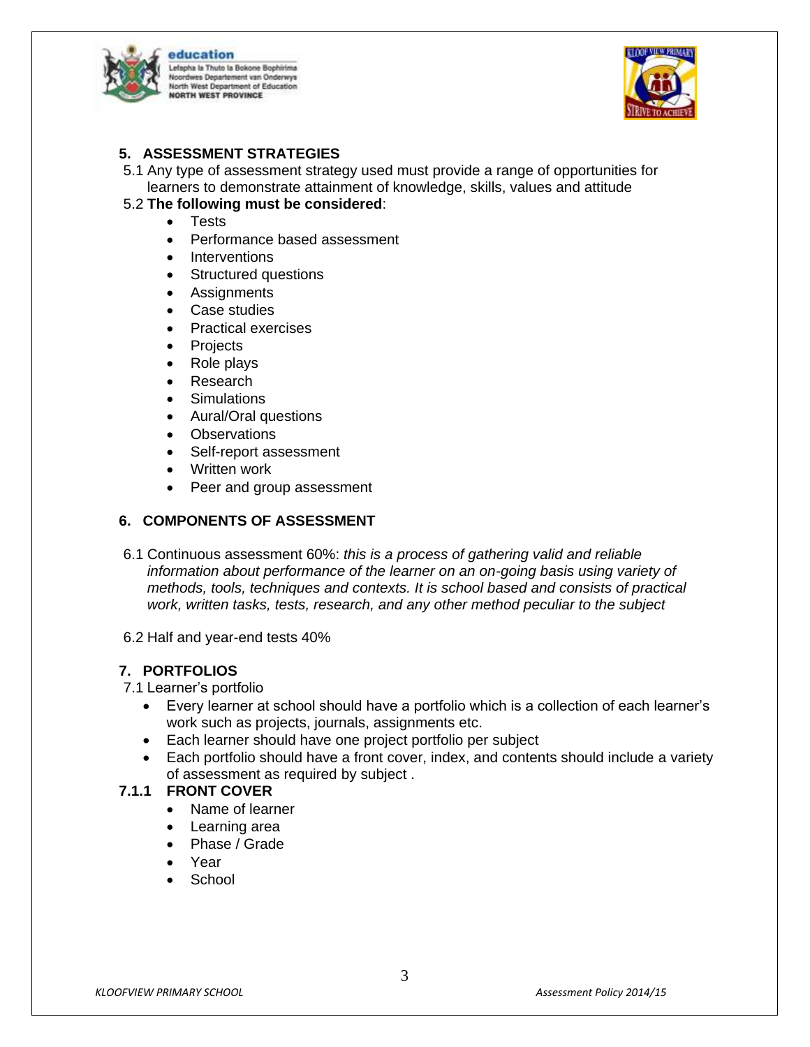## 5. ASSESSMENT STRATEGIES

5.1 Any type of assessment strategy used must provide a range of opportunities for learners to demonstrate attainment of knowledge, skills, values and attitude

5.2 **The following must be considered**:

- Tests
- Performance based assessment
- Interventions
- Structured questions
- Assignments
- Case studies
- Practical exercises
- Projects
- Role plays
- Research
- Simulations
- Aural/Oral questions
- Observations
- Self-report assessment
- Written work
- Peer and group assessment

## 6. COMPONENTS OF ASSESSMENT

6.1 Continuous assessment 60%: *this is a process of gathering valid and reliable information about performance of the learner on an on-going basis using variety of methods, tools, techniques and contexts. It is school based and consists of practical work, written tasks, tests, research, and any other method peculiar to the subject*

6.2 Half and year-end tests 40%

## 7. PORTFOLIOS

7.1 Learner's portfolio

- Every learner at school should have a portfolio which is a collection of each learner's work such as projects, journals, assignments etc.
- Each learner should have one project portfolio per subject
- Each portfolio should have a front cover, index, and contents should include a variety of assessment as required by subject .

### 7.1.1 FRONT COVER

- Name of learner
- Learning area
- Phase / Grade
- Year
- School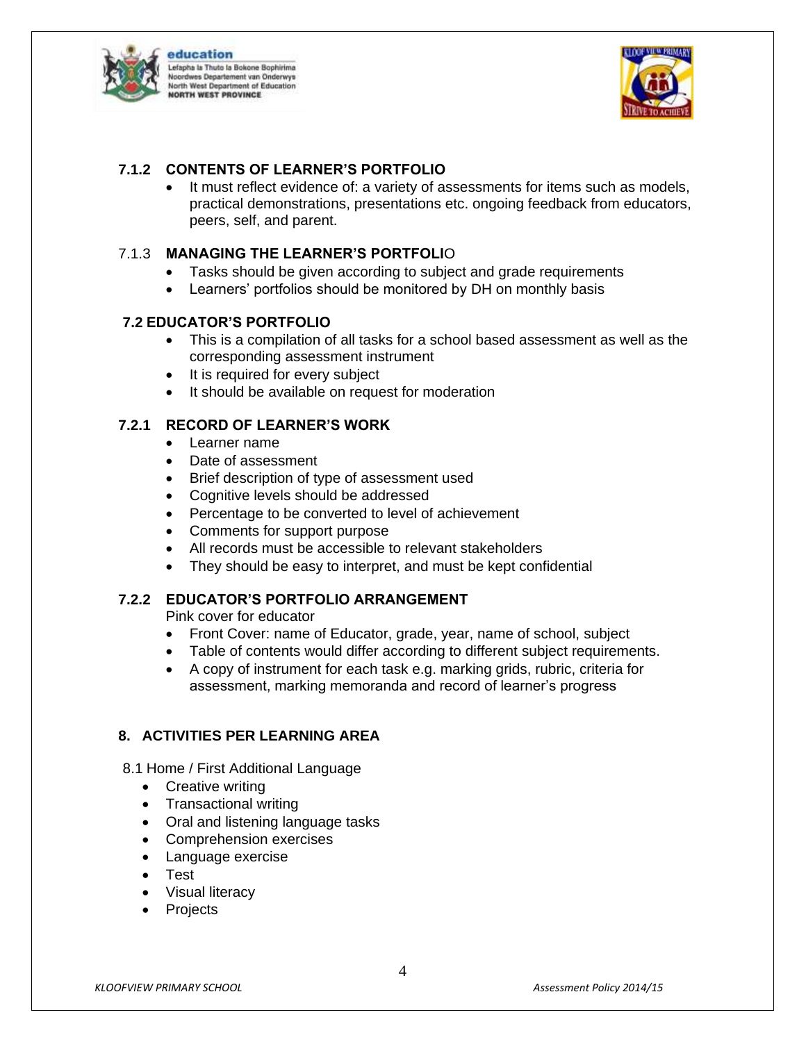### 7.1.2 CONTENTS OF LEARNER'S PORTFOLIO

- It must reflect evidence of: a variety of assessments for items such as models, practical demonstrations, presentations etc. ongoing feedback from educators, peers, self, and parent.

### 7.1.3 MANAGING THE LEARNER'S PORTFOLIO

- Tasks should be given according to subject and grade requirements
- Learners' portfolios should be monitored by DH on monthly basis

## 7.2 EDUCATOR'S PORTFOLIO

- This is a compilation of all tasks for a school based assessment as well as the corresponding assessment instrument
- It is required for every subject
- It should be available on request for moderation

### 7.2.1 RECORD OF LEARNER'S WORK

- Learner name
- Date of assessment
- Brief description of type of assessment used
- Cognitive levels should be addressed
- Percentage to be converted to level of achievement
- Comments for support purpose
- All records must be accessible to relevant stakeholders
- They should be easy to interpret, and must be kept confidential

### 7.2.2 EDUCATOR'S PORTFOLIO ARRANGEMENT

Pink cover for educator

- Front Cover: name of Educator, grade, year, name of school, subject
- Table of contents would differ according to different subject requirements.
- A copy of instrument for each task e.g. marking grids, rubric, criteria for assessment, marking memoranda and record of learner's progress

## 8. ACTIVITIES PER LEARNING AREA

8.1 Home / First Additional Language

- Creative writing
- Transactional writing
- Oral and listening language tasks
- Comprehension exercises
- Language exercise
- Test
- Visual literacy
- Projects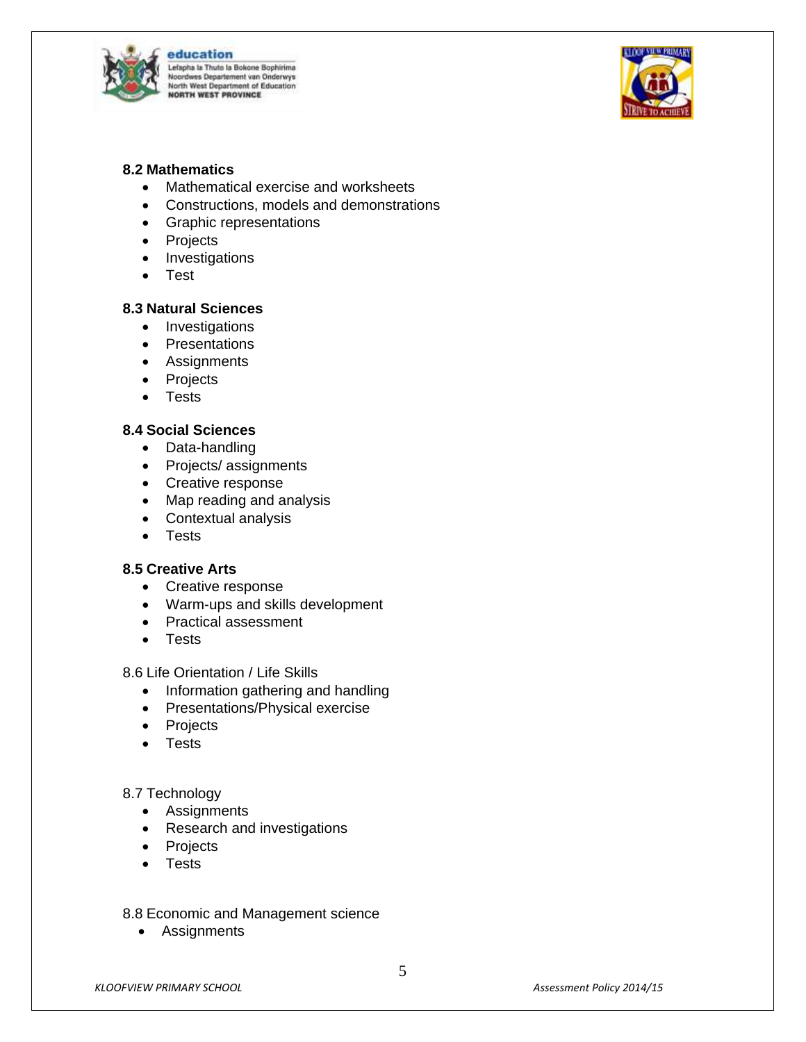**8.2 Mathematics**

- Mathematical exercise and worksheets
- Constructions, models and demonstrations
- Graphic representations
- Projects
- Investigations
- Test

**8.3 Natural Sciences**

- Investigations
- Presentations
- Assignments
- Projects
- Tests

**8.4 Social Sciences**

- Data-handling
- Projects/ assignments
- Creative response
- Map reading and analysis
- Contextual analysis
- Tests

**8.5 Creative Arts**

- Creative response
- Warm-ups and skills development
- Practical assessment
- Tests

8.6 Life Orientation / Life Skills

- Information gathering and handling
- Presentations/Physical exercise
- Projects
- Tests

8.7 Technology

- Assignments
- Research and investigations
- Projects
- Tests

8.8 Economic and Management science

- Assignments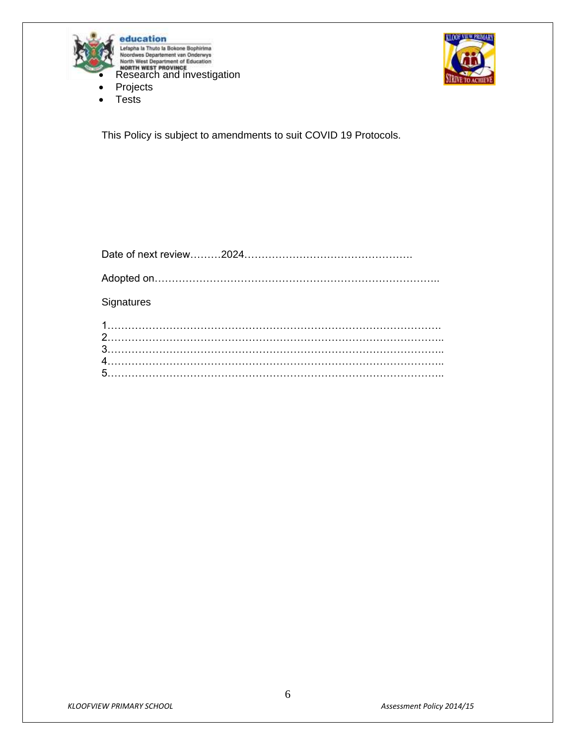- Research and investigation
- Projects
- Tests

This Policy is subject to amendments to suit COVID 19 Protocols.

Date of next review………2024………………………………………….

Adopted on………………………………………………………………………..

Signatures

1………………………………………………………………………………………
2………………………………………………………………………………………..
3………………………………………………………………………………………..
4………………………………………………………………………………………..
5………………………………………………………………………………………..